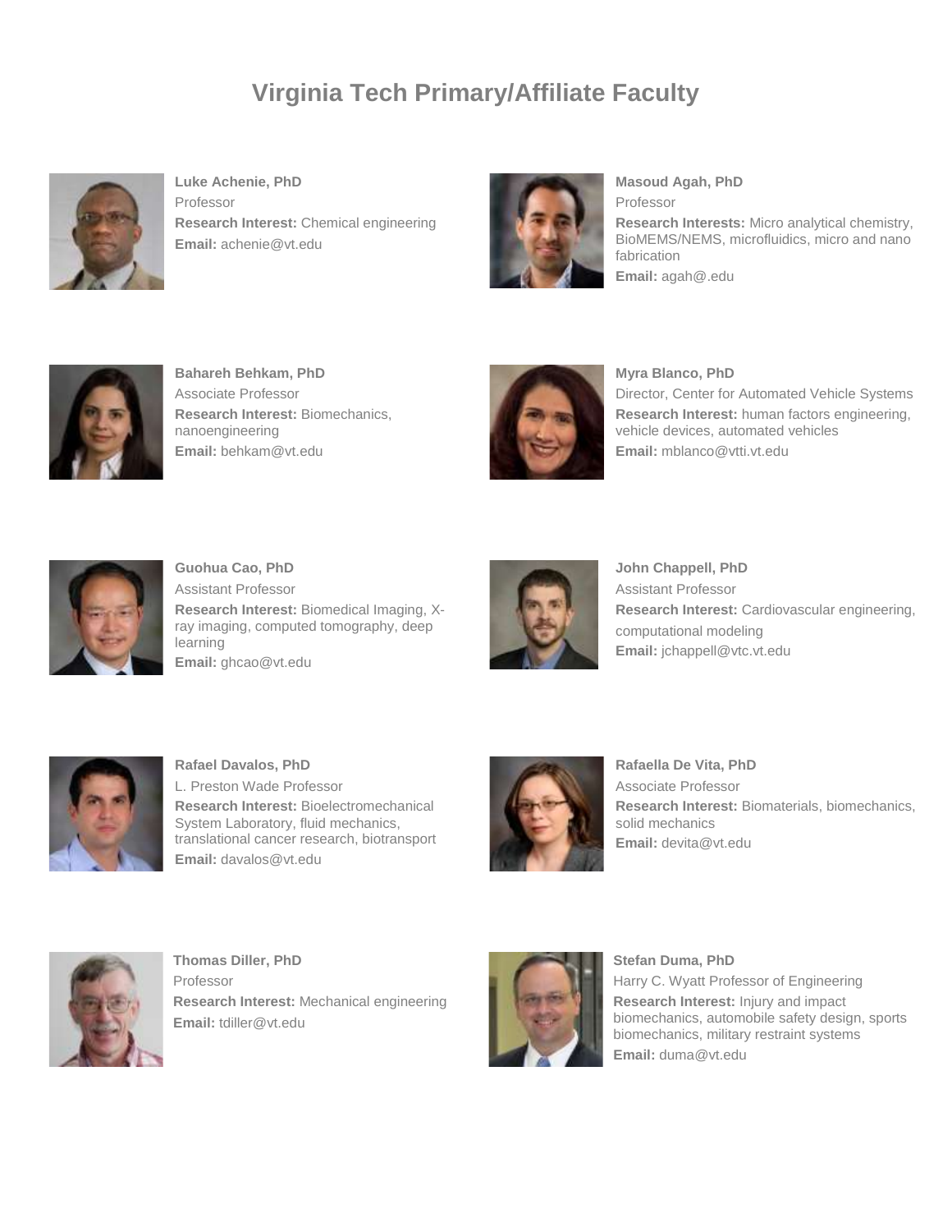# Virginia Tech Primary/Affiliate Faculty

**Luke Achenie, PhD**
Professor
**Research Interest:** Chemical engineering
**Email:** achenie@vt.edu

**Masoud Agah, PhD**
Professor
**Research Interests:** Micro analytical chemistry, BioMEMS/NEMS, microfluidics, micro and nano fabrication
**Email:** agah@.edu

**Bahareh Behkam, PhD**
Associate Professor
**Research Interest:** Biomechanics, nanoengineering
**Email:** behkam@vt.edu

**Myra Blanco, PhD**
Director, Center for Automated Vehicle Systems
**Research Interest:** human factors engineering, vehicle devices, automated vehicles
**Email:** mblanco@vtti.vt.edu

**Guohua Cao, PhD**
Assistant Professor
**Research Interest:** Biomedical Imaging, X-ray imaging, computed tomography, deep learning
**Email:** ghcao@vt.edu

**John Chappell, PhD**
Assistant Professor
**Research Interest:** Cardiovascular engineering, computational modeling
**Email:** jchappell@vtc.vt.edu

**Rafael Davalos, PhD**
L. Preston Wade Professor
**Research Interest:** Bioelectromechanical System Laboratory, fluid mechanics, translational cancer research, biotransport
**Email:** davalos@vt.edu

**Rafaella De Vita, PhD**
Associate Professor
**Research Interest:** Biomaterials, biomechanics, solid mechanics
**Email:** devita@vt.edu

**Thomas Diller, PhD**
Professor
**Research Interest:** Mechanical engineering
**Email:** tdiller@vt.edu

**Stefan Duma, PhD**
Harry C. Wyatt Professor of Engineering
**Research Interest:** Injury and impact biomechanics, automobile safety design, sports biomechanics, military restraint systems
**Email:** duma@vt.edu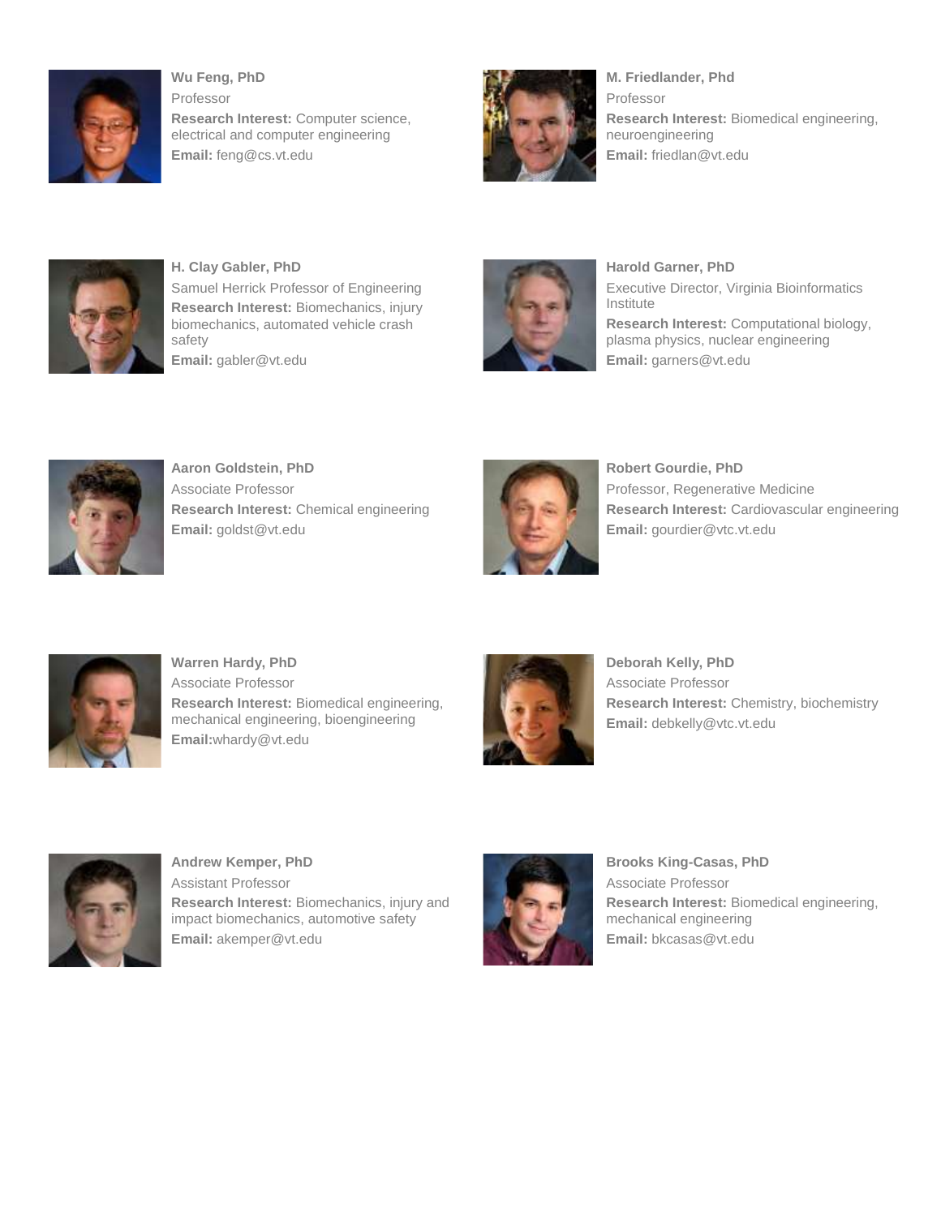**Wu Feng, PhD**
Professor
**Research Interest:** Computer science, electrical and computer engineering
**Email:** feng@cs.vt.edu

**M. Friedlander, Phd**
Professor
**Research Interest:** Biomedical engineering, neuroengineering
**Email:** friedlan@vt.edu

**H. Clay Gabler, PhD**
Samuel Herrick Professor of Engineering
**Research Interest:** Biomechanics, injury biomechanics, automated vehicle crash safety
**Email:** gabler@vt.edu

**Harold Garner, PhD**
Executive Director, Virginia Bioinformatics Institute
**Research Interest:** Computational biology, plasma physics, nuclear engineering
**Email:** garners@vt.edu

**Aaron Goldstein, PhD**
Associate Professor
**Research Interest:** Chemical engineering
**Email:** goldst@vt.edu

**Robert Gourdie, PhD**
Professor, Regenerative Medicine
**Research Interest:** Cardiovascular engineering
**Email:** gourdier@vtc.vt.edu

**Warren Hardy, PhD**
Associate Professor
**Research Interest:** Biomedical engineering, mechanical engineering, bioengineering
**Email:**whardy@vt.edu

**Deborah Kelly, PhD**
Associate Professor
**Research Interest:** Chemistry, biochemistry
**Email:** debkelly@vtc.vt.edu

**Andrew Kemper, PhD**
Assistant Professor
**Research Interest:** Biomechanics, injury and impact biomechanics, automotive safety
**Email:** akemper@vt.edu

**Brooks King-Casas, PhD**
Associate Professor
**Research Interest:** Biomedical engineering, mechanical engineering
**Email:** bkcasas@vt.edu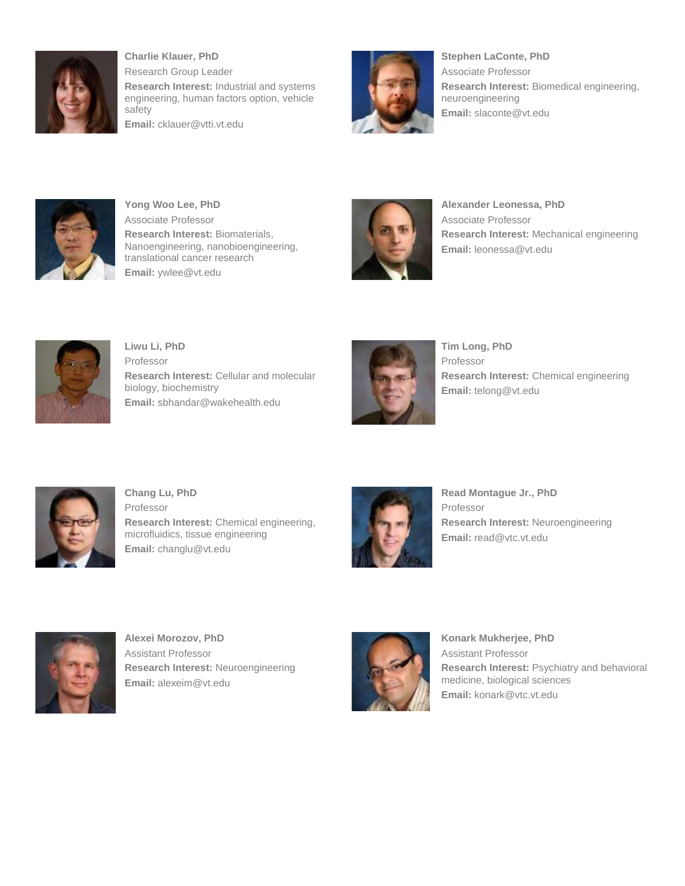**Charlie Klauer, PhD**
Research Group Leader
**Research Interest:** Industrial and systems engineering, human factors option, vehicle safety
**Email:** cklauer@vtti.vt.edu

**Stephen LaConte, PhD**
Associate Professor
**Research Interest:** Biomedical engineering, neuroengineering
**Email:** slaconte@vt.edu

**Yong Woo Lee, PhD**
Associate Professor
**Research Interest:** Biomaterials, Nanoengineering, nanobioengineering, translational cancer research
**Email:** ywlee@vt.edu

**Alexander Leonessa, PhD**
Associate Professor
**Research Interest:** Mechanical engineering
**Email:** leonessa@vt.edu

**Liwu Li, PhD**
Professor
**Research Interest:** Cellular and molecular biology, biochemistry
**Email:** sbhandar@wakehealth.edu

**Tim Long, PhD**
Professor
**Research Interest:** Chemical engineering
**Email:** telong@vt.edu

**Chang Lu, PhD**
Professor
**Research Interest:** Chemical engineering, microfluidics, tissue engineering
**Email:** changlu@vt.edu

**Read Montague Jr., PhD**
Professor
**Research Interest:** Neuroengineering
**Email:** read@vtc.vt.edu

**Alexei Morozov, PhD**
Assistant Professor
**Research Interest:** Neuroengineering
**Email:** alexeim@vt.edu

**Konark Mukherjee, PhD**
Assistant Professor
**Research Interest:** Psychiatry and behavioral medicine, biological sciences
**Email:** konark@vtc.vt.edu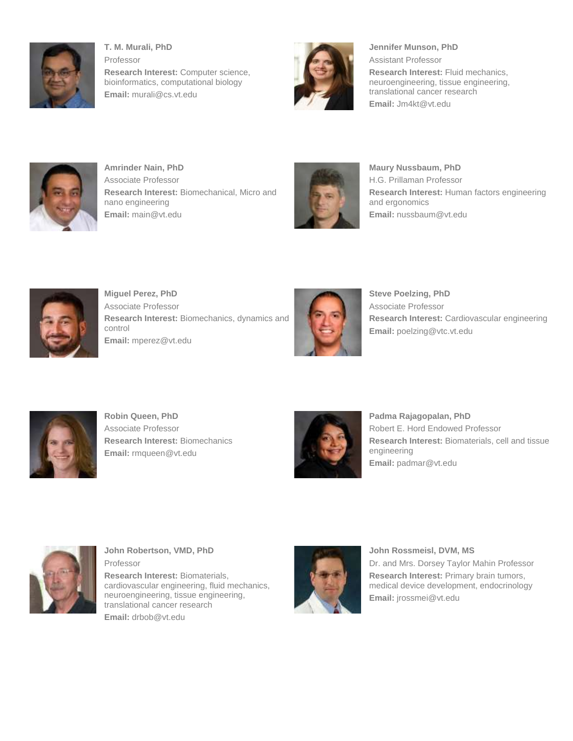**T. M. Murali, PhD**
Professor
**Research Interest:** Computer science, bioinformatics, computational biology
**Email:** murali@cs.vt.edu

**Jennifer Munson, PhD**
Assistant Professor
**Research Interest:** Fluid mechanics, neuroengineering, tissue engineering, translational cancer research
**Email:** Jm4kt@vt.edu

**Amrinder Nain, PhD**
Associate Professor
**Research Interest:** Biomechanical, Micro and nano engineering
**Email:** main@vt.edu

**Maury Nussbaum, PhD**
H.G. Prillaman Professor
**Research Interest:** Human factors engineering and ergonomics
**Email:** nussbaum@vt.edu

**Miguel Perez, PhD**
Associate Professor
**Research Interest:** Biomechanics, dynamics and control
**Email:** mperez@vt.edu

**Steve Poelzing, PhD**
Associate Professor
**Research Interest:** Cardiovascular engineering
**Email:** poelzing@vtc.vt.edu

**Robin Queen, PhD**
Associate Professor
**Research Interest:** Biomechanics
**Email:** rmqueen@vt.edu

**Padma Rajagopalan, PhD**
Robert E. Hord Endowed Professor
**Research Interest:** Biomaterials, cell and tissue engineering
**Email:** padmar@vt.edu

**John Robertson, VMD, PhD**
Professor
**Research Interest:** Biomaterials, cardiovascular engineering, fluid mechanics, neuroengineering, tissue engineering, translational cancer research
**Email:** drbob@vt.edu

**John Rossmeisl, DVM, MS**
Dr. and Mrs. Dorsey Taylor Mahin Professor
**Research Interest:** Primary brain tumors, medical device development, endocrinology
**Email:** jrossmei@vt.edu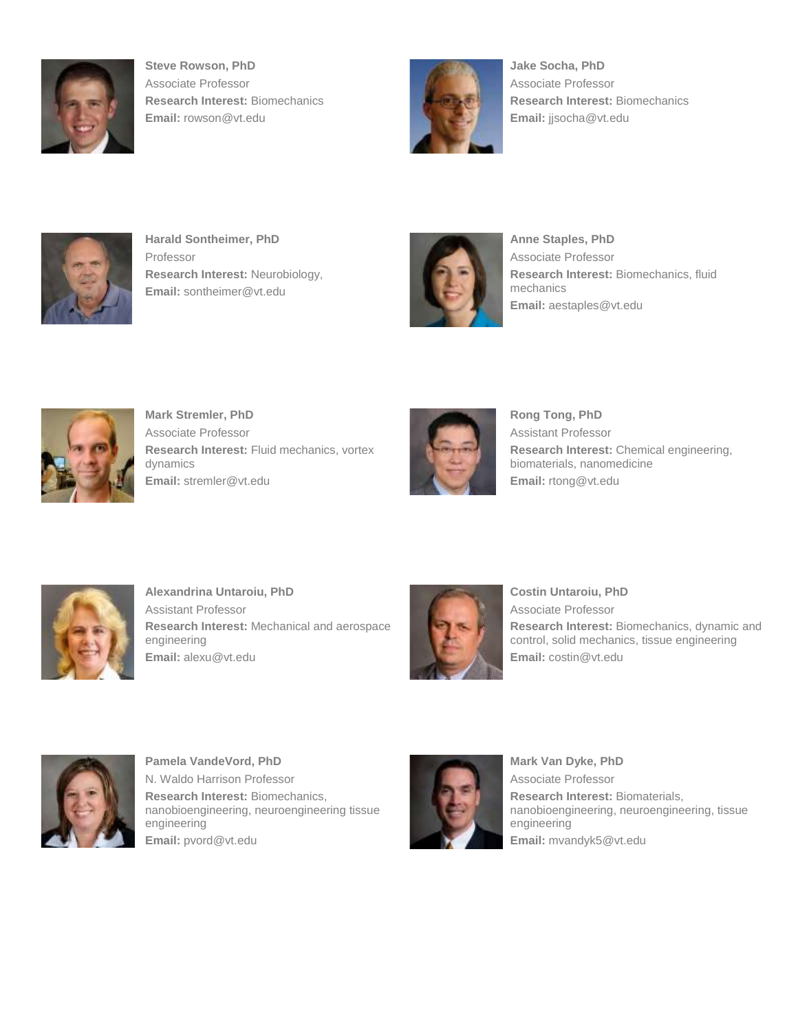**Steve Rowson, PhD**
Associate Professor
**Research Interest:** Biomechanics
**Email:** rowson@vt.edu

**Jake Socha, PhD**
Associate Professor
**Research Interest:** Biomechanics
**Email:** jjsocha@vt.edu

**Harald Sontheimer, PhD**
Professor
**Research Interest:** Neurobiology,
**Email:** sontheimer@vt.edu

**Anne Staples, PhD**
Associate Professor
**Research Interest:** Biomechanics, fluid mechanics
**Email:** aestaples@vt.edu

**Mark Stremler, PhD**
Associate Professor
**Research Interest:** Fluid mechanics, vortex dynamics
**Email:** stremler@vt.edu

**Rong Tong, PhD**
Assistant Professor
**Research Interest:** Chemical engineering, biomaterials, nanomedicine
**Email:** rtong@vt.edu

**Alexandrina Untaroiu, PhD**
Assistant Professor
**Research Interest:** Mechanical and aerospace engineering
**Email:** alexu@vt.edu

**Costin Untaroiu, PhD**
Associate Professor
**Research Interest:** Biomechanics, dynamic and control, solid mechanics, tissue engineering
**Email:** costin@vt.edu

**Pamela VandeVord, PhD**
N. Waldo Harrison Professor
**Research Interest:** Biomechanics, nanobioengineering, neuroengineering tissue engineering
**Email:** pvord@vt.edu

**Mark Van Dyke, PhD**
Associate Professor
**Research Interest:** Biomaterials, nanobioengineering, neuroengineering, tissue engineering
**Email:** mvandyk5@vt.edu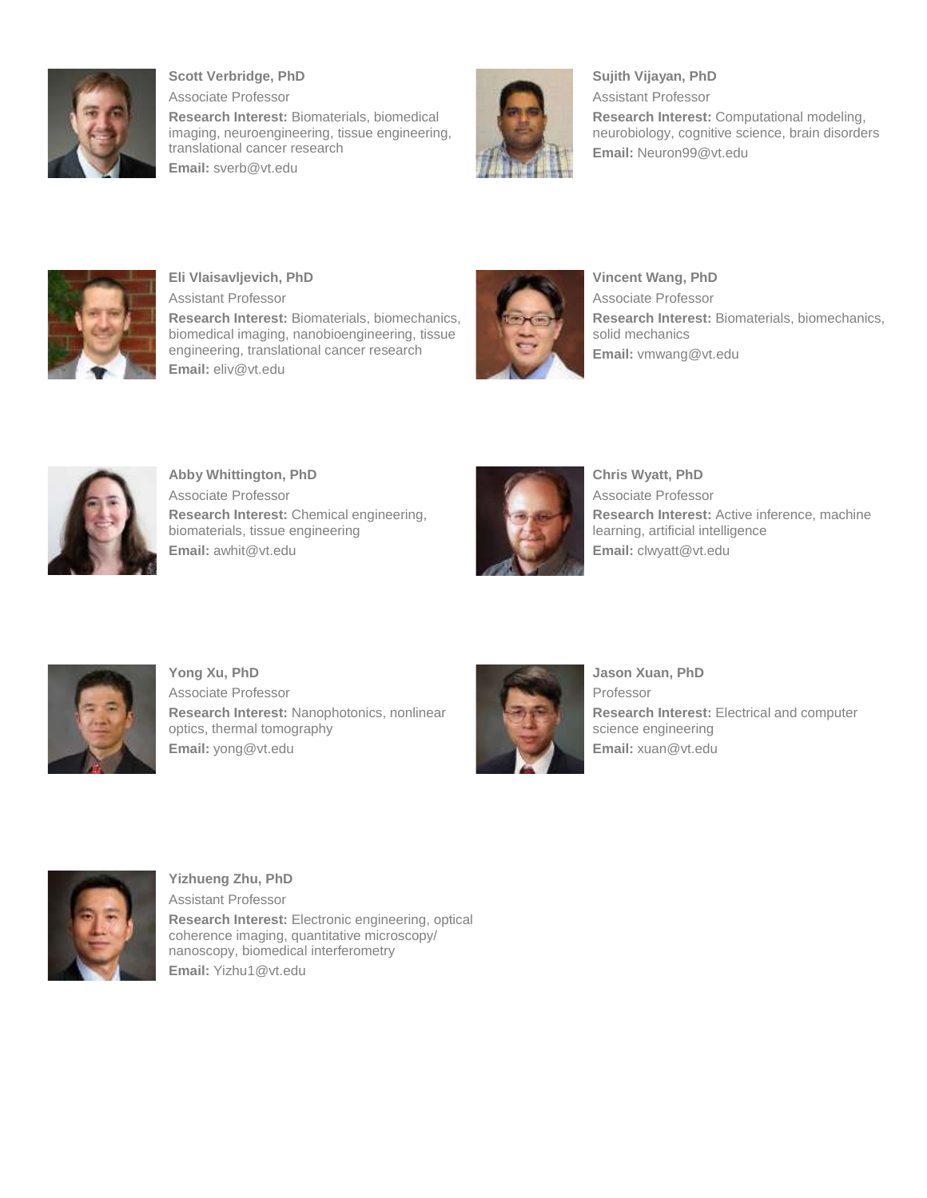**Scott Verbridge, PhD**

Associate Professor

**Research Interest:** Biomaterials, biomedical imaging, neuroengineering, tissue engineering, translational cancer research

**Email:** sverb@vt.edu

**Sujith Vijayan, PhD**

Assistant Professor

**Research Interest:** Computational modeling, neurobiology, cognitive science, brain disorders

**Email:** Neuron99@vt.edu

**Eli Vlaisavljevich, PhD**

Assistant Professor

**Research Interest:** Biomaterials, biomechanics, biomedical imaging, nanobioengineering, tissue engineering, translational cancer research

**Email:** eliv@vt.edu

**Vincent Wang, PhD**

Associate Professor

**Research Interest:** Biomaterials, biomechanics, solid mechanics

**Email:** vmwang@vt.edu

**Abby Whittington, PhD**

Associate Professor

**Research Interest:** Chemical engineering, biomaterials, tissue engineering

**Email:** awhit@vt.edu

**Chris Wyatt, PhD**

Associate Professor

**Research Interest:** Active inference, machine learning, artificial intelligence

**Email:** clwyatt@vt.edu

**Yong Xu, PhD**

Associate Professor

**Research Interest:** Nanophotonics, nonlinear optics, thermal tomography

**Email:** yong@vt.edu

**Jason Xuan, PhD**

Professor

**Research Interest:** Electrical and computer science engineering

**Email:** xuan@vt.edu

**Yizhueng Zhu, PhD**

Assistant Professor

**Research Interest:** Electronic engineering, optical coherence imaging, quantitative microscopy/ nanoscopy, biomedical interferometry

**Email:** Yizhu1@vt.edu